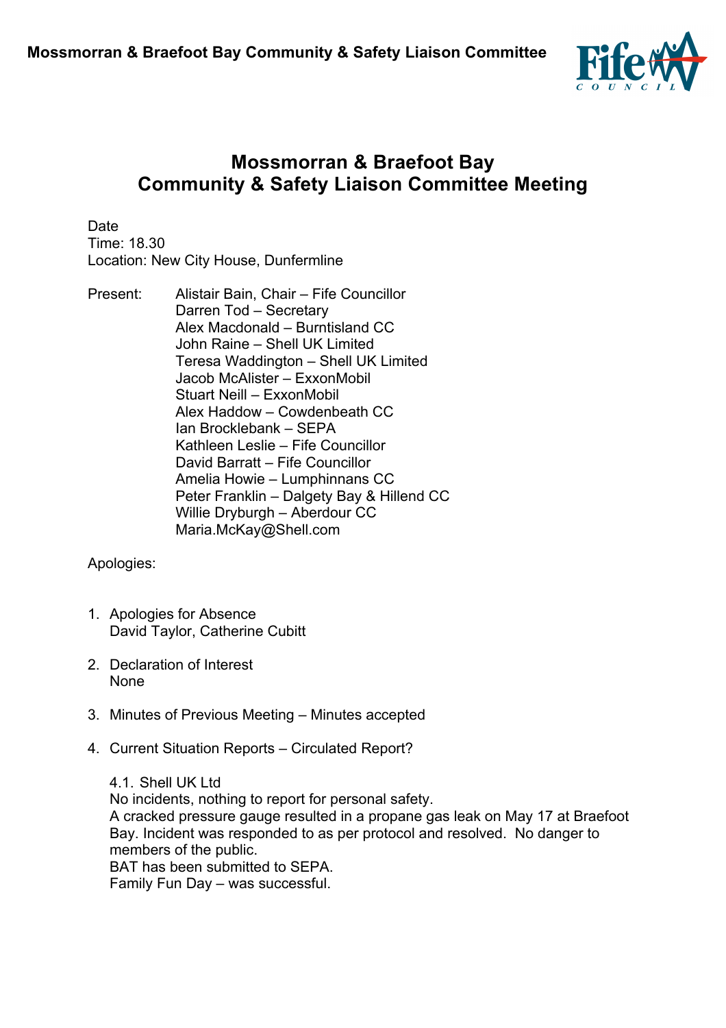# Mossmorran & Braefoot Bay Community & Safety Liaison Committee Meeting

Date
Time: 18.30
Location: New City House, Dunfermline

Present: Alistair Bain, Chair – Fife Councillor
Darren Tod – Secretary
Alex Macdonald – Burntisland CC
John Raine – Shell UK Limited
Teresa Waddington – Shell UK Limited
Jacob McAlister – ExxonMobil
Stuart Neill – ExxonMobil
Alex Haddow – Cowdenbeath CC
Ian Brocklebank – SEPA
Kathleen Leslie – Fife Councillor
David Barratt – Fife Councillor
Amelia Howie – Lumphinnans CC
Peter Franklin – Dalgety Bay & Hillend CC
Willie Dryburgh – Aberdour CC
Maria.McKay@Shell.com

Apologies:

1. Apologies for Absence
   David Taylor, Catherine Cubitt

2. Declaration of Interest
   None

3. Minutes of Previous Meeting – Minutes accepted

4. Current Situation Reports – Circulated Report?

   4.1. Shell UK Ltd
   No incidents, nothing to report for personal safety.
   A cracked pressure gauge resulted in a propane gas leak on May 17 at Braefoot Bay. Incident was responded to as per protocol and resolved. No danger to members of the public.
   BAT has been submitted to SEPA.
   Family Fun Day – was successful.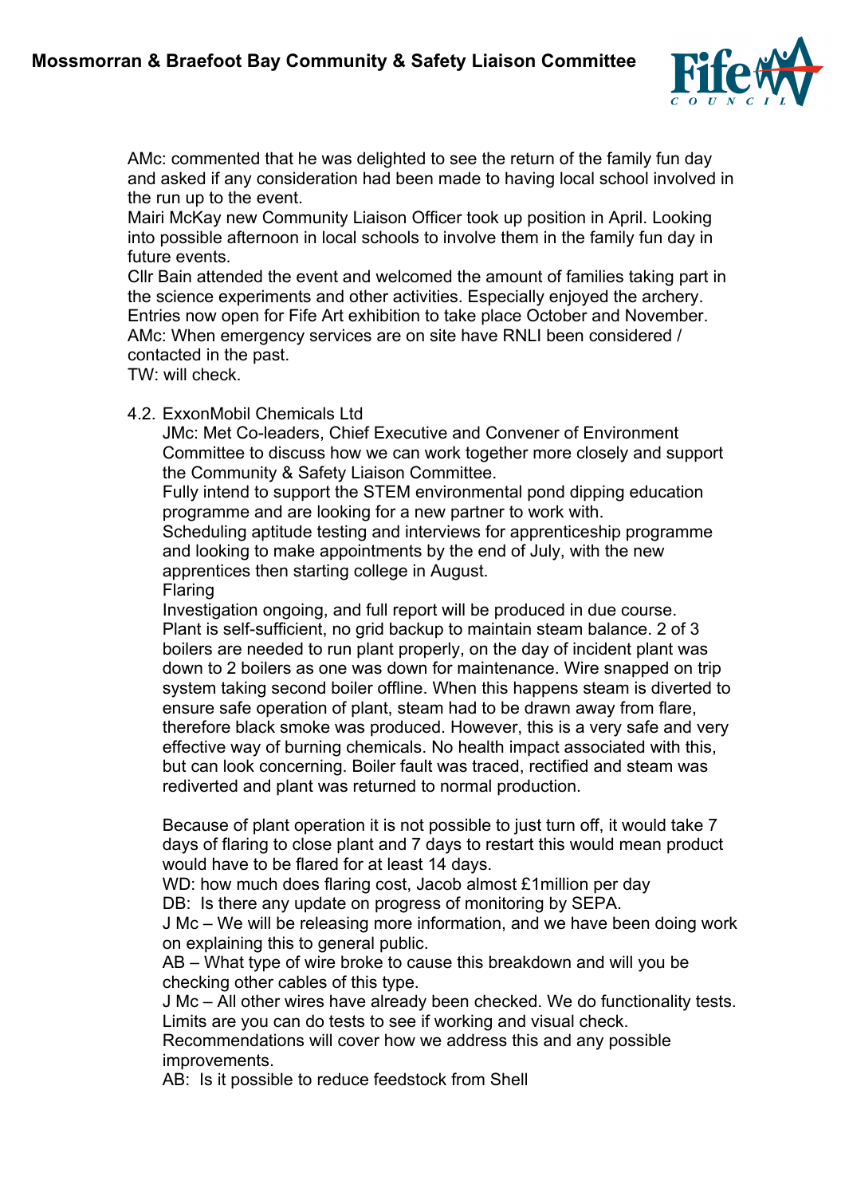AMc: commented that he was delighted to see the return of the family fun day and asked if any consideration had been made to having local school involved in the run up to the event.
Mairi McKay new Community Liaison Officer took up position in April. Looking into possible afternoon in local schools to involve them in the family fun day in future events.
Cllr Bain attended the event and welcomed the amount of families taking part in the science experiments and other activities. Especially enjoyed the archery.
Entries now open for Fife Art exhibition to take place October and November.
AMc: When emergency services are on site have RNLI been considered / contacted in the past.
TW: will check.

4.2. ExxonMobil Chemicals Ltd

JMc: Met Co-leaders, Chief Executive and Convener of Environment Committee to discuss how we can work together more closely and support the Community & Safety Liaison Committee.
Fully intend to support the STEM environmental pond dipping education programme and are looking for a new partner to work with.
Scheduling aptitude testing and interviews for apprenticeship programme and looking to make appointments by the end of July, with the new apprentices then starting college in August.
Flaring
Investigation ongoing, and full report will be produced in due course.
Plant is self-sufficient, no grid backup to maintain steam balance. 2 of 3 boilers are needed to run plant properly, on the day of incident plant was down to 2 boilers as one was down for maintenance. Wire snapped on trip system taking second boiler offline. When this happens steam is diverted to ensure safe operation of plant, steam had to be drawn away from flare, therefore black smoke was produced. However, this is a very safe and very effective way of burning chemicals. No health impact associated with this, but can look concerning. Boiler fault was traced, rectified and steam was rediverted and plant was returned to normal production.

Because of plant operation it is not possible to just turn off, it would take 7 days of flaring to close plant and 7 days to restart this would mean product would have to be flared for at least 14 days.
WD: how much does flaring cost, Jacob almost £1million per day
DB: Is there any update on progress of monitoring by SEPA.
J Mc – We will be releasing more information, and we have been doing work on explaining this to general public.
AB – What type of wire broke to cause this breakdown and will you be checking other cables of this type.
J Mc – All other wires have already been checked. We do functionality tests. Limits are you can do tests to see if working and visual check.
Recommendations will cover how we address this and any possible improvements.
AB: Is it possible to reduce feedstock from Shell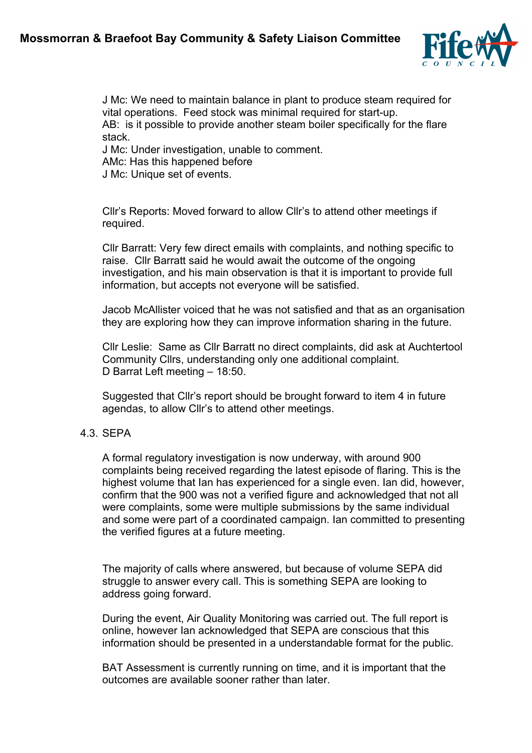J Mc: We need to maintain balance in plant to produce steam required for vital operations. Feed stock was minimal required for start-up.
AB: is it possible to provide another steam boiler specifically for the flare stack.
J Mc: Under investigation, unable to comment.
AMc: Has this happened before
J Mc: Unique set of events.

Cllr's Reports: Moved forward to allow Cllr's to attend other meetings if required.

Cllr Barratt: Very few direct emails with complaints, and nothing specific to raise. Cllr Barratt said he would await the outcome of the ongoing investigation, and his main observation is that it is important to provide full information, but accepts not everyone will be satisfied.

Jacob McAllister voiced that he was not satisfied and that as an organisation they are exploring how they can improve information sharing in the future.

Cllr Leslie: Same as Cllr Barratt no direct complaints, did ask at Auchtertool Community Cllrs, understanding only one additional complaint.
D Barrat Left meeting – 18:50.

Suggested that Cllr's report should be brought forward to item 4 in future agendas, to allow Cllr's to attend other meetings.

4.3. SEPA

A formal regulatory investigation is now underway, with around 900 complaints being received regarding the latest episode of flaring. This is the highest volume that Ian has experienced for a single even. Ian did, however, confirm that the 900 was not a verified figure and acknowledged that not all were complaints, some were multiple submissions by the same individual and some were part of a coordinated campaign. Ian committed to presenting the verified figures at a future meeting.

The majority of calls where answered, but because of volume SEPA did struggle to answer every call. This is something SEPA are looking to address going forward.

During the event, Air Quality Monitoring was carried out. The full report is online, however Ian acknowledged that SEPA are conscious that this information should be presented in a understandable format for the public.

BAT Assessment is currently running on time, and it is important that the outcomes are available sooner rather than later.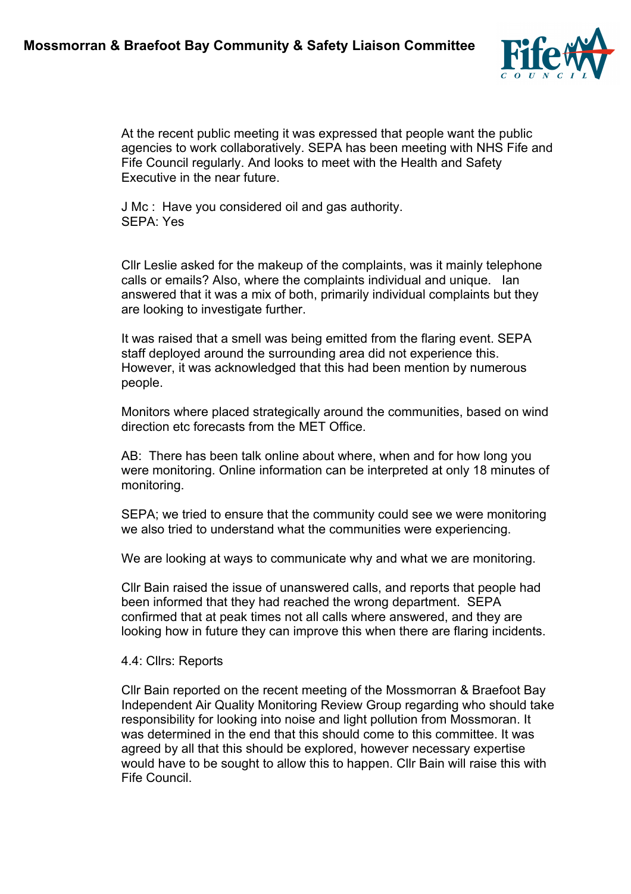At the recent public meeting it was expressed that people want the public agencies to work collaboratively. SEPA has been meeting with NHS Fife and Fife Council regularly. And looks to meet with the Health and Safety Executive in the near future.

J Mc : Have you considered oil and gas authority.
SEPA: Yes

Cllr Leslie asked for the makeup of the complaints, was it mainly telephone calls or emails? Also, where the complaints individual and unique. Ian answered that it was a mix of both, primarily individual complaints but they are looking to investigate further.

It was raised that a smell was being emitted from the flaring event. SEPA staff deployed around the surrounding area did not experience this. However, it was acknowledged that this had been mention by numerous people.

Monitors where placed strategically around the communities, based on wind direction etc forecasts from the MET Office.

AB: There has been talk online about where, when and for how long you were monitoring. Online information can be interpreted at only 18 minutes of monitoring.

SEPA; we tried to ensure that the community could see we were monitoring we also tried to understand what the communities were experiencing.

We are looking at ways to communicate why and what we are monitoring.

Cllr Bain raised the issue of unanswered calls, and reports that people had been informed that they had reached the wrong department. SEPA confirmed that at peak times not all calls where answered, and they are looking how in future they can improve this when there are flaring incidents.

4.4: Cllrs: Reports

Cllr Bain reported on the recent meeting of the Mossmorran & Braefoot Bay Independent Air Quality Monitoring Review Group regarding who should take responsibility for looking into noise and light pollution from Mossmoran. It was determined in the end that this should come to this committee. It was agreed by all that this should be explored, however necessary expertise would have to be sought to allow this to happen. Cllr Bain will raise this with Fife Council.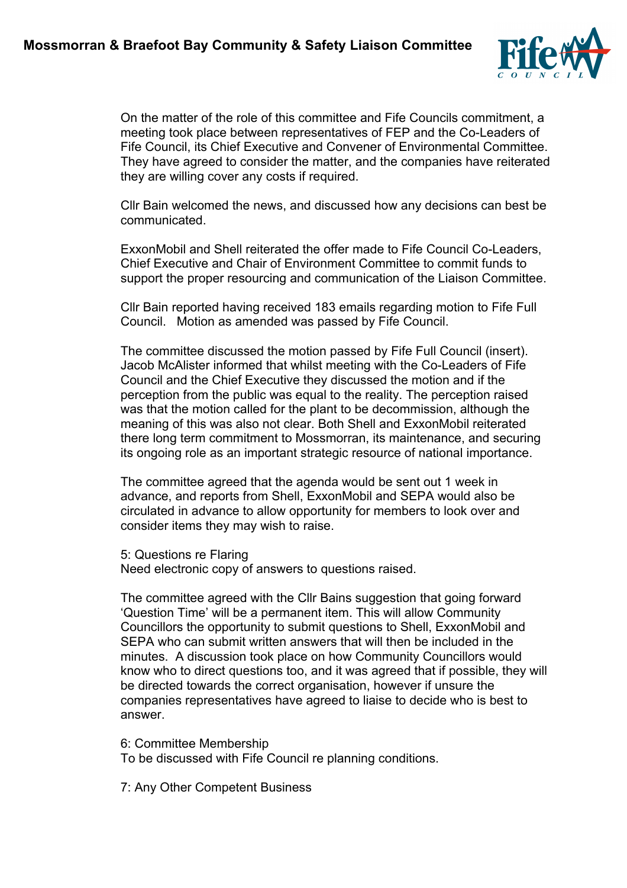On the matter of the role of this committee and Fife Councils commitment, a meeting took place between representatives of FEP and the Co-Leaders of Fife Council, its Chief Executive and Convener of Environmental Committee. They have agreed to consider the matter, and the companies have reiterated they are willing cover any costs if required.

Cllr Bain welcomed the news, and discussed how any decisions can best be communicated.

ExxonMobil and Shell reiterated the offer made to Fife Council Co-Leaders, Chief Executive and Chair of Environment Committee to commit funds to support the proper resourcing and communication of the Liaison Committee.

Cllr Bain reported having received 183 emails regarding motion to Fife Full Council. Motion as amended was passed by Fife Council.

The committee discussed the motion passed by Fife Full Council (insert). Jacob McAlister informed that whilst meeting with the Co-Leaders of Fife Council and the Chief Executive they discussed the motion and if the perception from the public was equal to the reality. The perception raised was that the motion called for the plant to be decommission, although the meaning of this was also not clear. Both Shell and ExxonMobil reiterated there long term commitment to Mossmorran, its maintenance, and securing its ongoing role as an important strategic resource of national importance.

The committee agreed that the agenda would be sent out 1 week in advance, and reports from Shell, ExxonMobil and SEPA would also be circulated in advance to allow opportunity for members to look over and consider items they may wish to raise.

5: Questions re Flaring
Need electronic copy of answers to questions raised.

The committee agreed with the Cllr Bains suggestion that going forward 'Question Time' will be a permanent item. This will allow Community Councillors the opportunity to submit questions to Shell, ExxonMobil and SEPA who can submit written answers that will then be included in the minutes. A discussion took place on how Community Councillors would know who to direct questions too, and it was agreed that if possible, they will be directed towards the correct organisation, however if unsure the companies representatives have agreed to liaise to decide who is best to answer.

6: Committee Membership
To be discussed with Fife Council re planning conditions.

7: Any Other Competent Business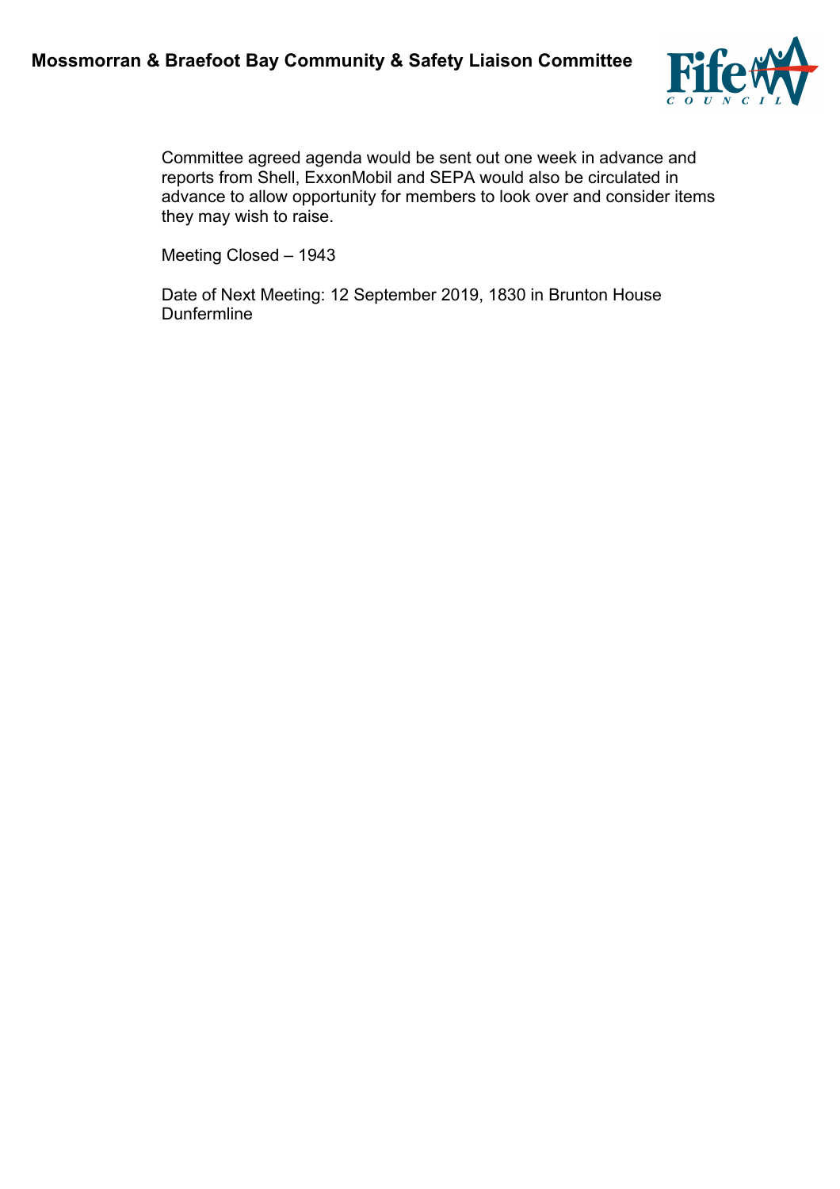Committee agreed agenda would be sent out one week in advance and reports from Shell, ExxonMobil and SEPA would also be circulated in advance to allow opportunity for members to look over and consider items they may wish to raise.

Meeting Closed – 1943

Date of Next Meeting: 12 September 2019, 1830 in Brunton House Dunfermline